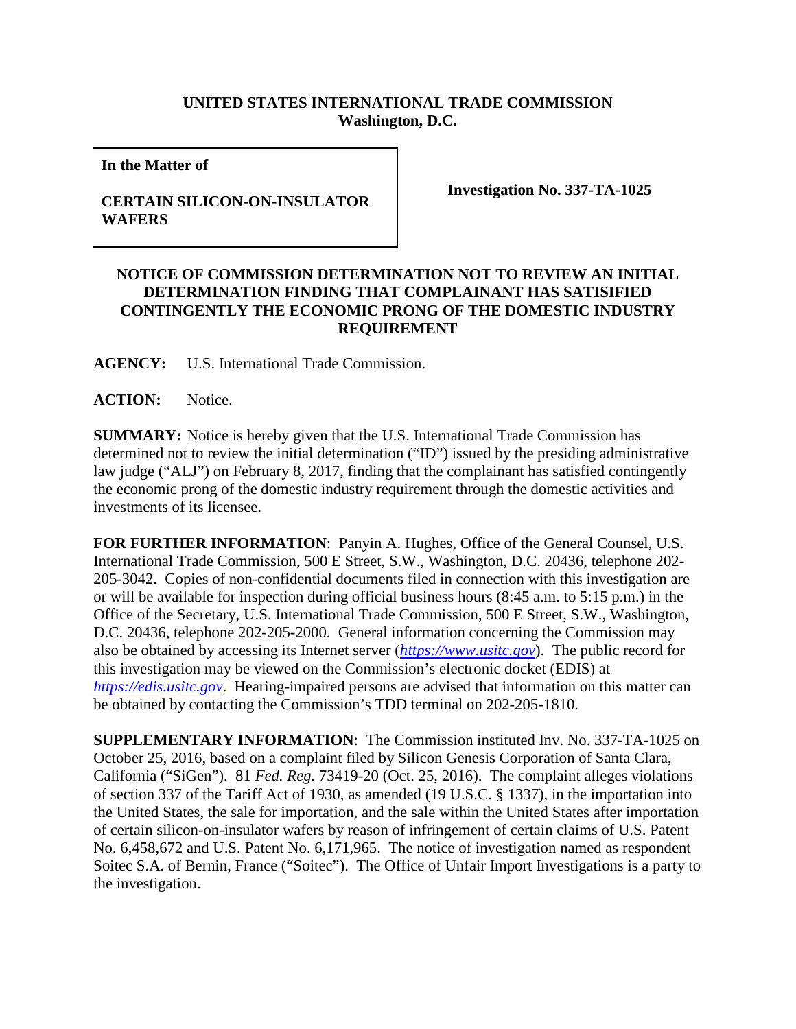**UNITED STATES INTERNATIONAL TRADE COMMISSION**
**Washington, D.C.**

| **In the Matter of** **CERTAIN SILICON-ON-INSULATOR WAFERS** | **Investigation No. 337-TA-1025** |
|---|---|

**NOTICE OF COMMISSION DETERMINATION NOT TO REVIEW AN INITIAL DETERMINATION FINDING THAT COMPLAINANT HAS SATISIFIED CONTINGENTLY THE ECONOMIC PRONG OF THE DOMESTIC INDUSTRY REQUIREMENT**

**AGENCY:** U.S. International Trade Commission.

**ACTION:** Notice.

**SUMMARY:** Notice is hereby given that the U.S. International Trade Commission has determined not to review the initial determination ("ID") issued by the presiding administrative law judge ("ALJ") on February 8, 2017, finding that the complainant has satisfied contingently the economic prong of the domestic industry requirement through the domestic activities and investments of its licensee.

**FOR FURTHER INFORMATION**: Panyin A. Hughes, Office of the General Counsel, U.S. International Trade Commission, 500 E Street, S.W., Washington, D.C. 20436, telephone 202-205-3042. Copies of non-confidential documents filed in connection with this investigation are or will be available for inspection during official business hours (8:45 a.m. to 5:15 p.m.) in the Office of the Secretary, U.S. International Trade Commission, 500 E Street, S.W., Washington, D.C. 20436, telephone 202-205-2000. General information concerning the Commission may also be obtained by accessing its Internet server (*https://www.usitc.gov*). The public record for this investigation may be viewed on the Commission's electronic docket (EDIS) at *https://edis.usitc.gov*. Hearing-impaired persons are advised that information on this matter can be obtained by contacting the Commission's TDD terminal on 202-205-1810.

**SUPPLEMENTARY INFORMATION**: The Commission instituted Inv. No. 337-TA-1025 on October 25, 2016, based on a complaint filed by Silicon Genesis Corporation of Santa Clara, California ("SiGen"). 81 *Fed. Reg.* 73419-20 (Oct. 25, 2016). The complaint alleges violations of section 337 of the Tariff Act of 1930, as amended (19 U.S.C. § 1337), in the importation into the United States, the sale for importation, and the sale within the United States after importation of certain silicon-on-insulator wafers by reason of infringement of certain claims of U.S. Patent No. 6,458,672 and U.S. Patent No. 6,171,965. The notice of investigation named as respondent Soitec S.A. of Bernin, France ("Soitec"). The Office of Unfair Import Investigations is a party to the investigation.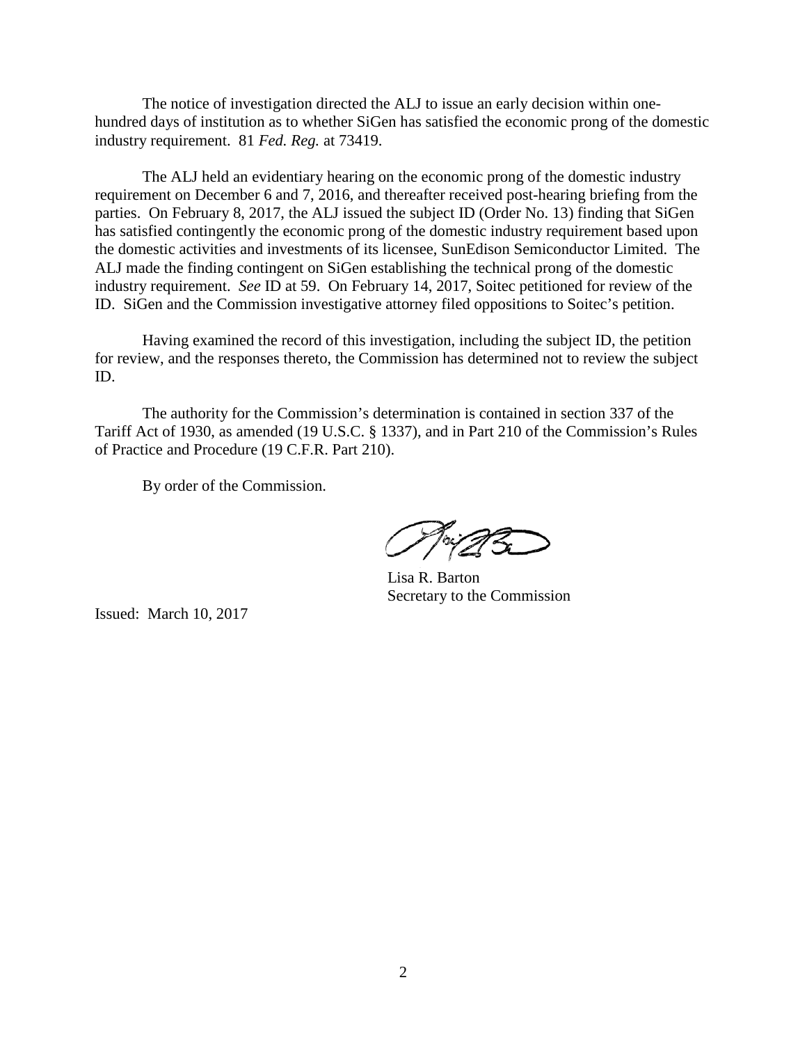The notice of investigation directed the ALJ to issue an early decision within one-hundred days of institution as to whether SiGen has satisfied the economic prong of the domestic industry requirement. 81 *Fed. Reg.* at 73419.

The ALJ held an evidentiary hearing on the economic prong of the domestic industry requirement on December 6 and 7, 2016, and thereafter received post-hearing briefing from the parties. On February 8, 2017, the ALJ issued the subject ID (Order No. 13) finding that SiGen has satisfied contingently the economic prong of the domestic industry requirement based upon the domestic activities and investments of its licensee, SunEdison Semiconductor Limited. The ALJ made the finding contingent on SiGen establishing the technical prong of the domestic industry requirement. *See* ID at 59. On February 14, 2017, Soitec petitioned for review of the ID. SiGen and the Commission investigative attorney filed oppositions to Soitec's petition.

Having examined the record of this investigation, including the subject ID, the petition for review, and the responses thereto, the Commission has determined not to review the subject ID.

The authority for the Commission's determination is contained in section 337 of the Tariff Act of 1930, as amended (19 U.S.C. § 1337), and in Part 210 of the Commission's Rules of Practice and Procedure (19 C.F.R. Part 210).

By order of the Commission.

Lisa R. Barton
Secretary to the Commission

Issued: March 10, 2017